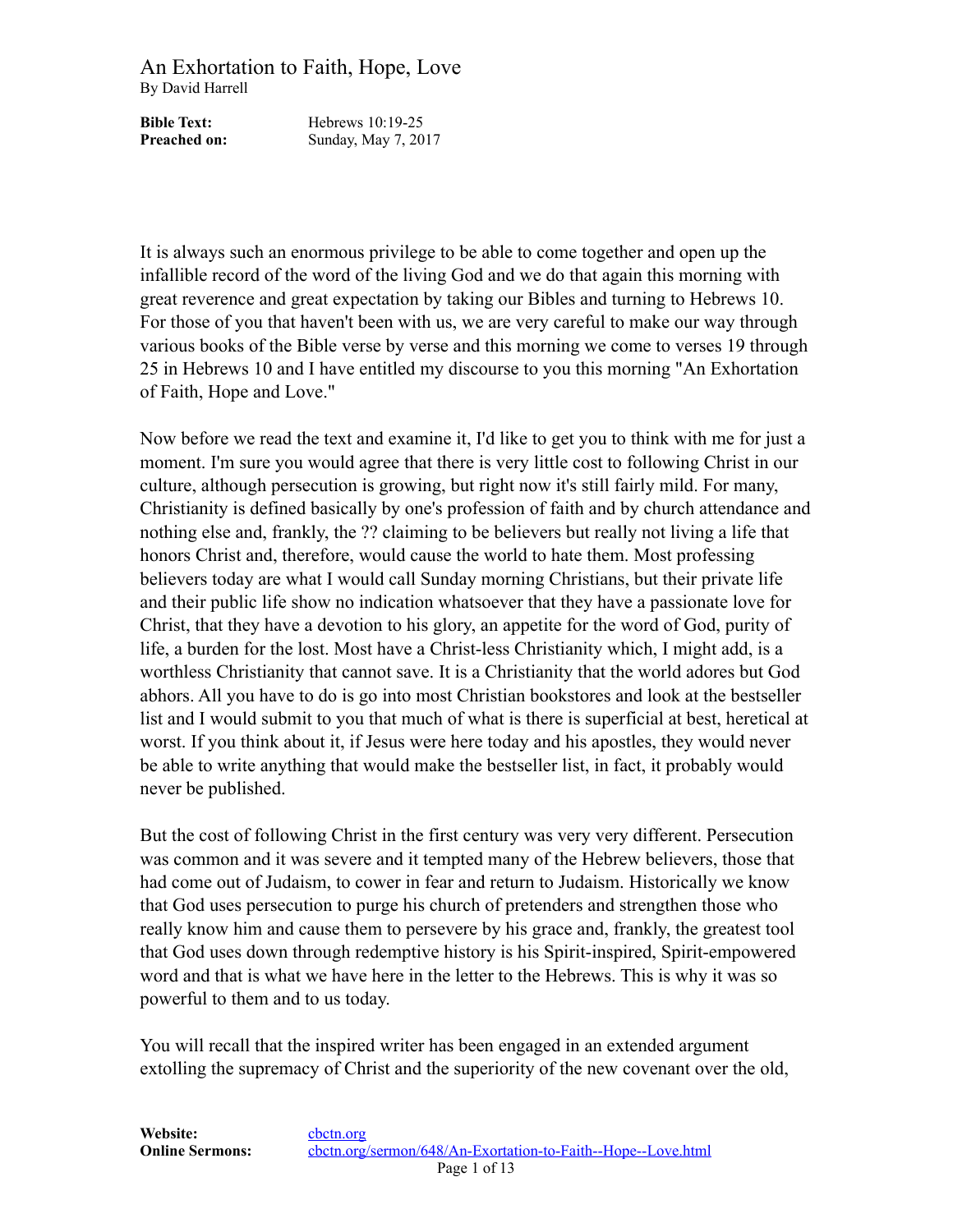# An Exhortation to Faith, Hope, Love

By David Harrell

**Bible Text:** Hebrews 10:19-25
**Preached on:** Sunday, May 7, 2017

It is always such an enormous privilege to be able to come together and open up the infallible record of the word of the living God and we do that again this morning with great reverence and great expectation by taking our Bibles and turning to Hebrews 10. For those of you that haven't been with us, we are very careful to make our way through various books of the Bible verse by verse and this morning we come to verses 19 through 25 in Hebrews 10 and I have entitled my discourse to you this morning "An Exhortation of Faith, Hope and Love."

Now before we read the text and examine it, I'd like to get you to think with me for just a moment. I'm sure you would agree that there is very little cost to following Christ in our culture, although persecution is growing, but right now it's still fairly mild. For many, Christianity is defined basically by one's profession of faith and by church attendance and nothing else and, frankly, the ?? claiming to be believers but really not living a life that honors Christ and, therefore, would cause the world to hate them. Most professing believers today are what I would call Sunday morning Christians, but their private life and their public life show no indication whatsoever that they have a passionate love for Christ, that they have a devotion to his glory, an appetite for the word of God, purity of life, a burden for the lost. Most have a Christ-less Christianity which, I might add, is a worthless Christianity that cannot save. It is a Christianity that the world adores but God abhors. All you have to do is go into most Christian bookstores and look at the bestseller list and I would submit to you that much of what is there is superficial at best, heretical at worst. If you think about it, if Jesus were here today and his apostles, they would never be able to write anything that would make the bestseller list, in fact, it probably would never be published.

But the cost of following Christ in the first century was very very different. Persecution was common and it was severe and it tempted many of the Hebrew believers, those that had come out of Judaism, to cower in fear and return to Judaism. Historically we know that God uses persecution to purge his church of pretenders and strengthen those who really know him and cause them to persevere by his grace and, frankly, the greatest tool that God uses down through redemptive history is his Spirit-inspired, Spirit-empowered word and that is what we have here in the letter to the Hebrews. This is why it was so powerful to them and to us today.

You will recall that the inspired writer has been engaged in an extended argument extolling the supremacy of Christ and the superiority of the new covenant over the old,

**Website:** [cbctn.org](cbctn.org)
**Online Sermons:** [cbctn.org/sermon/648/An-Exortation-to-Faith--Hope--Love.html](cbctn.org/sermon/648/An-Exortation-to-Faith--Hope--Love.html)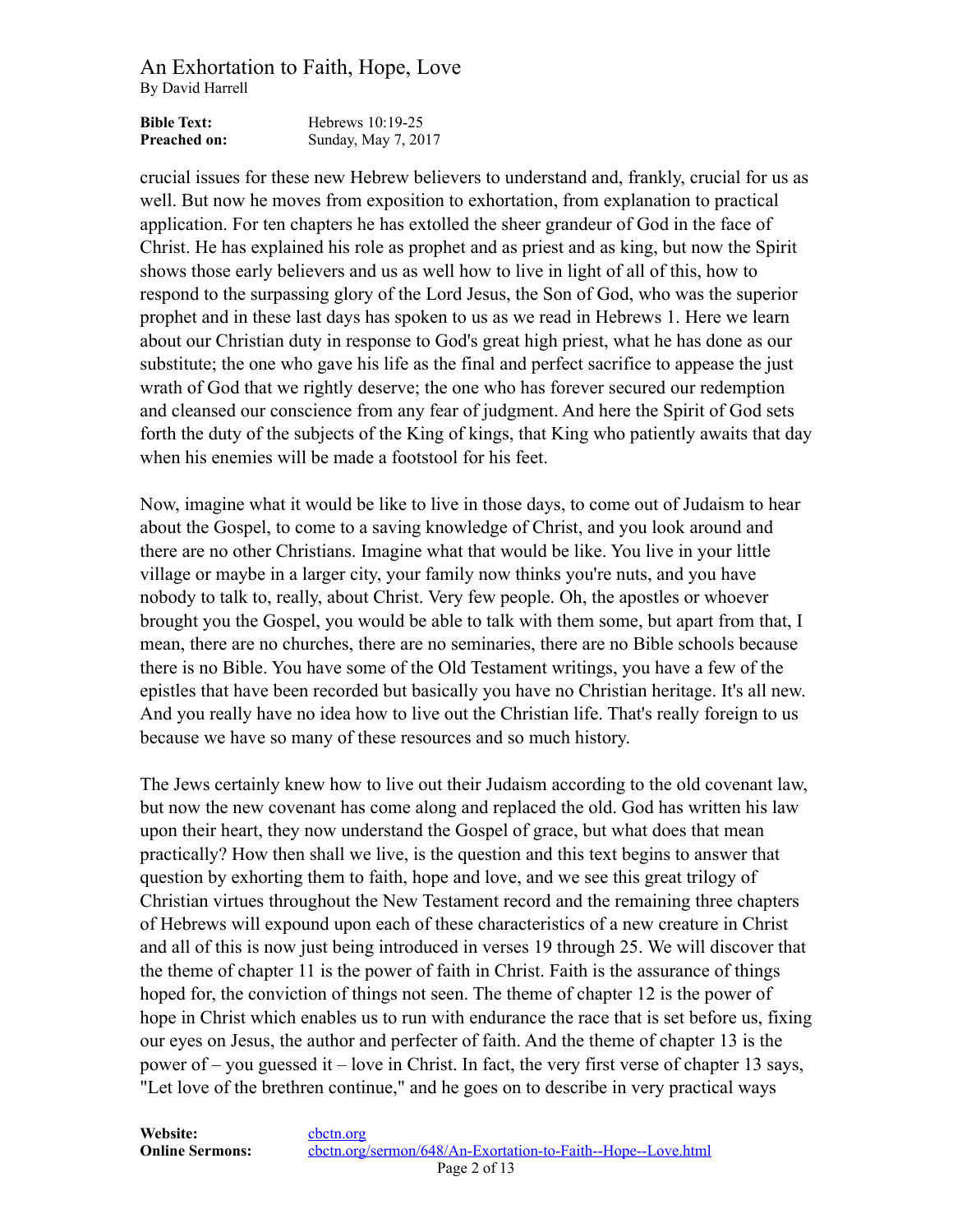crucial issues for these new Hebrew believers to understand and, frankly, crucial for us as well. But now he moves from exposition to exhortation, from explanation to practical application. For ten chapters he has extolled the sheer grandeur of God in the face of Christ. He has explained his role as prophet and as priest and as king, but now the Spirit shows those early believers and us as well how to live in light of all of this, how to respond to the surpassing glory of the Lord Jesus, the Son of God, who was the superior prophet and in these last days has spoken to us as we read in Hebrews 1. Here we learn about our Christian duty in response to God's great high priest, what he has done as our substitute; the one who gave his life as the final and perfect sacrifice to appease the just wrath of God that we rightly deserve; the one who has forever secured our redemption and cleansed our conscience from any fear of judgment. And here the Spirit of God sets forth the duty of the subjects of the King of kings, that King who patiently awaits that day when his enemies will be made a footstool for his feet.

Now, imagine what it would be like to live in those days, to come out of Judaism to hear about the Gospel, to come to a saving knowledge of Christ, and you look around and there are no other Christians. Imagine what that would be like. You live in your little village or maybe in a larger city, your family now thinks you're nuts, and you have nobody to talk to, really, about Christ. Very few people. Oh, the apostles or whoever brought you the Gospel, you would be able to talk with them some, but apart from that, I mean, there are no churches, there are no seminaries, there are no Bible schools because there is no Bible. You have some of the Old Testament writings, you have a few of the epistles that have been recorded but basically you have no Christian heritage. It's all new. And you really have no idea how to live out the Christian life. That's really foreign to us because we have so many of these resources and so much history.

The Jews certainly knew how to live out their Judaism according to the old covenant law, but now the new covenant has come along and replaced the old. God has written his law upon their heart, they now understand the Gospel of grace, but what does that mean practically? How then shall we live, is the question and this text begins to answer that question by exhorting them to faith, hope and love, and we see this great trilogy of Christian virtues throughout the New Testament record and the remaining three chapters of Hebrews will expound upon each of these characteristics of a new creature in Christ and all of this is now just being introduced in verses 19 through 25. We will discover that the theme of chapter 11 is the power of faith in Christ. Faith is the assurance of things hoped for, the conviction of things not seen. The theme of chapter 12 is the power of hope in Christ which enables us to run with endurance the race that is set before us, fixing our eyes on Jesus, the author and perfecter of faith. And the theme of chapter 13 is the power of – you guessed it – love in Christ. In fact, the very first verse of chapter 13 says, "Let love of the brethren continue," and he goes on to describe in very practical ways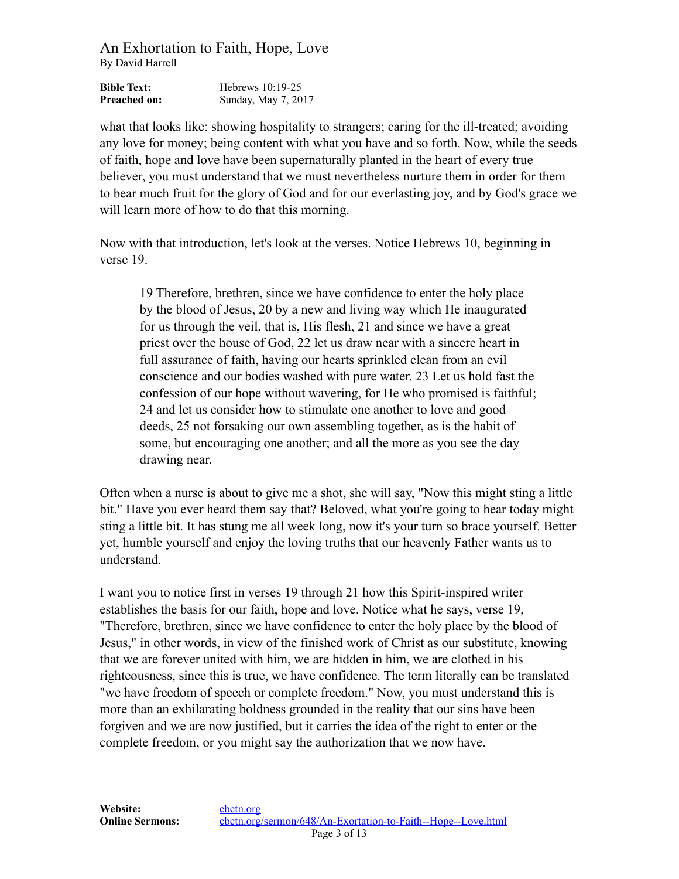what that looks like: showing hospitality to strangers; caring for the ill-treated; avoiding any love for money; being content with what you have and so forth. Now, while the seeds of faith, hope and love have been supernaturally planted in the heart of every true believer, you must understand that we must nevertheless nurture them in order for them to bear much fruit for the glory of God and for our everlasting joy, and by God's grace we will learn more of how to do that this morning.

Now with that introduction, let's look at the verses. Notice Hebrews 10, beginning in verse 19.

> 19 Therefore, brethren, since we have confidence to enter the holy place by the blood of Jesus, 20 by a new and living way which He inaugurated for us through the veil, that is, His flesh, 21 and since we have a great priest over the house of God, 22 let us draw near with a sincere heart in full assurance of faith, having our hearts sprinkled clean from an evil conscience and our bodies washed with pure water. 23 Let us hold fast the confession of our hope without wavering, for He who promised is faithful; 24 and let us consider how to stimulate one another to love and good deeds, 25 not forsaking our own assembling together, as is the habit of some, but encouraging one another; and all the more as you see the day drawing near.

Often when a nurse is about to give me a shot, she will say, "Now this might sting a little bit." Have you ever heard them say that? Beloved, what you're going to hear today might sting a little bit. It has stung me all week long, now it's your turn so brace yourself. Better yet, humble yourself and enjoy the loving truths that our heavenly Father wants us to understand.

I want you to notice first in verses 19 through 21 how this Spirit-inspired writer establishes the basis for our faith, hope and love. Notice what he says, verse 19, "Therefore, brethren, since we have confidence to enter the holy place by the blood of Jesus," in other words, in view of the finished work of Christ as our substitute, knowing that we are forever united with him, we are hidden in him, we are clothed in his righteousness, since this is true, we have confidence. The term literally can be translated "we have freedom of speech or complete freedom." Now, you must understand this is more than an exhilarating boldness grounded in the reality that our sins have been forgiven and we are now justified, but it carries the idea of the right to enter or the complete freedom, or you might say the authorization that we now have.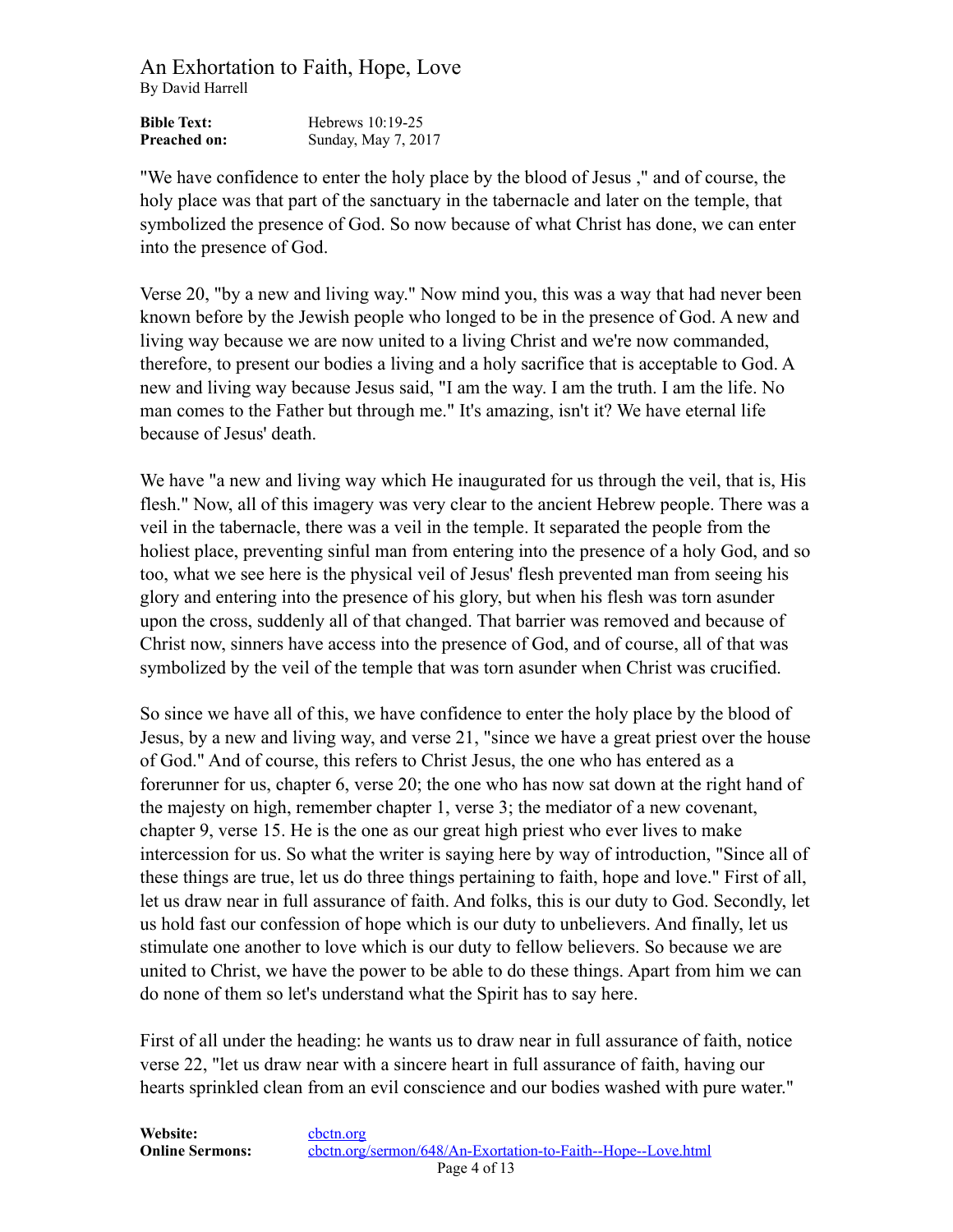"We have confidence to enter the holy place by the blood of Jesus ," and of course, the holy place was that part of the sanctuary in the tabernacle and later on the temple, that symbolized the presence of God. So now because of what Christ has done, we can enter into the presence of God.

Verse 20, "by a new and living way." Now mind you, this was a way that had never been known before by the Jewish people who longed to be in the presence of God. A new and living way because we are now united to a living Christ and we're now commanded, therefore, to present our bodies a living and a holy sacrifice that is acceptable to God. A new and living way because Jesus said, "I am the way. I am the truth. I am the life. No man comes to the Father but through me." It's amazing, isn't it? We have eternal life because of Jesus' death.

We have "a new and living way which He inaugurated for us through the veil, that is, His flesh." Now, all of this imagery was very clear to the ancient Hebrew people. There was a veil in the tabernacle, there was a veil in the temple. It separated the people from the holiest place, preventing sinful man from entering into the presence of a holy God, and so too, what we see here is the physical veil of Jesus' flesh prevented man from seeing his glory and entering into the presence of his glory, but when his flesh was torn asunder upon the cross, suddenly all of that changed. That barrier was removed and because of Christ now, sinners have access into the presence of God, and of course, all of that was symbolized by the veil of the temple that was torn asunder when Christ was crucified.

So since we have all of this, we have confidence to enter the holy place by the blood of Jesus, by a new and living way, and verse 21, "since we have a great priest over the house of God." And of course, this refers to Christ Jesus, the one who has entered as a forerunner for us, chapter 6, verse 20; the one who has now sat down at the right hand of the majesty on high, remember chapter 1, verse 3; the mediator of a new covenant, chapter 9, verse 15. He is the one as our great high priest who ever lives to make intercession for us. So what the writer is saying here by way of introduction, "Since all of these things are true, let us do three things pertaining to faith, hope and love." First of all, let us draw near in full assurance of faith. And folks, this is our duty to God. Secondly, let us hold fast our confession of hope which is our duty to unbelievers. And finally, let us stimulate one another to love which is our duty to fellow believers. So because we are united to Christ, we have the power to be able to do these things. Apart from him we can do none of them so let's understand what the Spirit has to say here.

First of all under the heading: he wants us to draw near in full assurance of faith, notice verse 22, "let us draw near with a sincere heart in full assurance of faith, having our hearts sprinkled clean from an evil conscience and our bodies washed with pure water."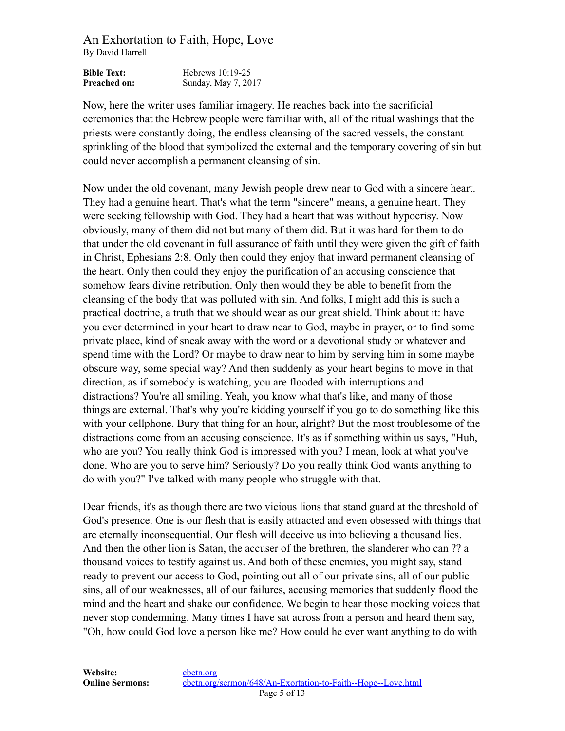Now, here the writer uses familiar imagery. He reaches back into the sacrificial ceremonies that the Hebrew people were familiar with, all of the ritual washings that the priests were constantly doing, the endless cleansing of the sacred vessels, the constant sprinkling of the blood that symbolized the external and the temporary covering of sin but could never accomplish a permanent cleansing of sin.

Now under the old covenant, many Jewish people drew near to God with a sincere heart. They had a genuine heart. That's what the term "sincere" means, a genuine heart. They were seeking fellowship with God. They had a heart that was without hypocrisy. Now obviously, many of them did not but many of them did. But it was hard for them to do that under the old covenant in full assurance of faith until they were given the gift of faith in Christ, Ephesians 2:8. Only then could they enjoy that inward permanent cleansing of the heart. Only then could they enjoy the purification of an accusing conscience that somehow fears divine retribution. Only then would they be able to benefit from the cleansing of the body that was polluted with sin. And folks, I might add this is such a practical doctrine, a truth that we should wear as our great shield. Think about it: have you ever determined in your heart to draw near to God, maybe in prayer, or to find some private place, kind of sneak away with the word or a devotional study or whatever and spend time with the Lord? Or maybe to draw near to him by serving him in some maybe obscure way, some special way? And then suddenly as your heart begins to move in that direction, as if somebody is watching, you are flooded with interruptions and distractions? You're all smiling. Yeah, you know what that's like, and many of those things are external. That's why you're kidding yourself if you go to do something like this with your cellphone. Bury that thing for an hour, alright? But the most troublesome of the distractions come from an accusing conscience. It's as if something within us says, "Huh, who are you? You really think God is impressed with you? I mean, look at what you've done. Who are you to serve him? Seriously? Do you really think God wants anything to do with you?" I've talked with many people who struggle with that.

Dear friends, it's as though there are two vicious lions that stand guard at the threshold of God's presence. One is our flesh that is easily attracted and even obsessed with things that are eternally inconsequential. Our flesh will deceive us into believing a thousand lies. And then the other lion is Satan, the accuser of the brethren, the slanderer who can ?? a thousand voices to testify against us. And both of these enemies, you might say, stand ready to prevent our access to God, pointing out all of our private sins, all of our public sins, all of our weaknesses, all of our failures, accusing memories that suddenly flood the mind and the heart and shake our confidence. We begin to hear those mocking voices that never stop condemning. Many times I have sat across from a person and heard them say, "Oh, how could God love a person like me? How could he ever want anything to do with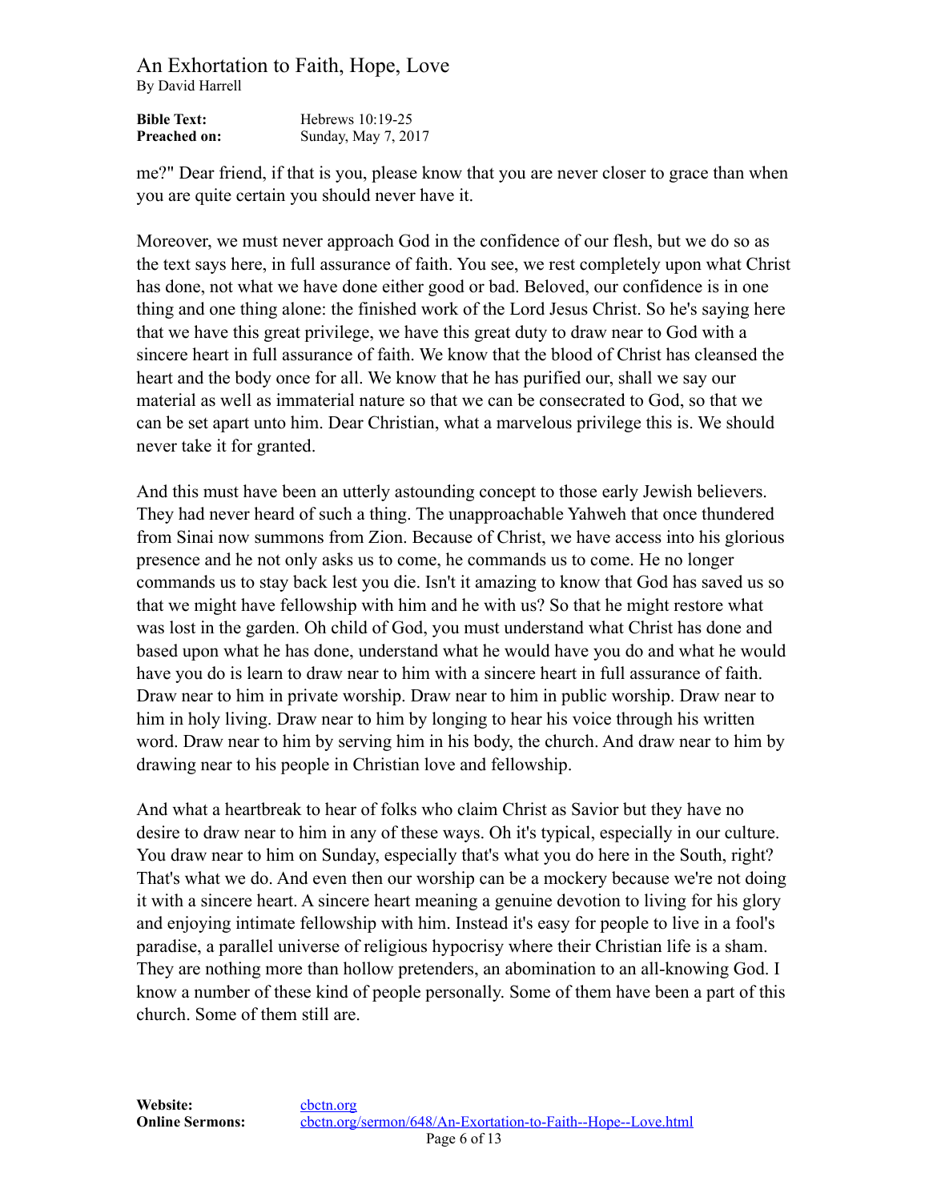me?" Dear friend, if that is you, please know that you are never closer to grace than when you are quite certain you should never have it.

Moreover, we must never approach God in the confidence of our flesh, but we do so as the text says here, in full assurance of faith. You see, we rest completely upon what Christ has done, not what we have done either good or bad. Beloved, our confidence is in one thing and one thing alone: the finished work of the Lord Jesus Christ. So he's saying here that we have this great privilege, we have this great duty to draw near to God with a sincere heart in full assurance of faith. We know that the blood of Christ has cleansed the heart and the body once for all. We know that he has purified our, shall we say our material as well as immaterial nature so that we can be consecrated to God, so that we can be set apart unto him. Dear Christian, what a marvelous privilege this is. We should never take it for granted.

And this must have been an utterly astounding concept to those early Jewish believers. They had never heard of such a thing. The unapproachable Yahweh that once thundered from Sinai now summons from Zion. Because of Christ, we have access into his glorious presence and he not only asks us to come, he commands us to come. He no longer commands us to stay back lest you die. Isn't it amazing to know that God has saved us so that we might have fellowship with him and he with us? So that he might restore what was lost in the garden. Oh child of God, you must understand what Christ has done and based upon what he has done, understand what he would have you do and what he would have you do is learn to draw near to him with a sincere heart in full assurance of faith. Draw near to him in private worship. Draw near to him in public worship. Draw near to him in holy living. Draw near to him by longing to hear his voice through his written word. Draw near to him by serving him in his body, the church. And draw near to him by drawing near to his people in Christian love and fellowship.

And what a heartbreak to hear of folks who claim Christ as Savior but they have no desire to draw near to him in any of these ways. Oh it's typical, especially in our culture. You draw near to him on Sunday, especially that's what you do here in the South, right? That's what we do. And even then our worship can be a mockery because we're not doing it with a sincere heart. A sincere heart meaning a genuine devotion to living for his glory and enjoying intimate fellowship with him. Instead it's easy for people to live in a fool's paradise, a parallel universe of religious hypocrisy where their Christian life is a sham. They are nothing more than hollow pretenders, an abomination to an all-knowing God. I know a number of these kind of people personally. Some of them have been a part of this church. Some of them still are.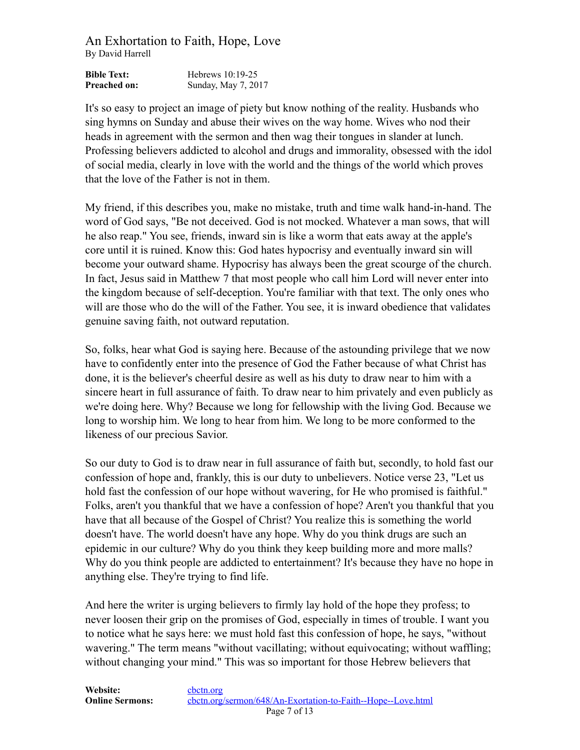It's so easy to project an image of piety but know nothing of the reality. Husbands who sing hymns on Sunday and abuse their wives on the way home. Wives who nod their heads in agreement with the sermon and then wag their tongues in slander at lunch. Professing believers addicted to alcohol and drugs and immorality, obsessed with the idol of social media, clearly in love with the world and the things of the world which proves that the love of the Father is not in them.

My friend, if this describes you, make no mistake, truth and time walk hand-in-hand. The word of God says, "Be not deceived. God is not mocked. Whatever a man sows, that will he also reap." You see, friends, inward sin is like a worm that eats away at the apple's core until it is ruined. Know this: God hates hypocrisy and eventually inward sin will become your outward shame. Hypocrisy has always been the great scourge of the church. In fact, Jesus said in Matthew 7 that most people who call him Lord will never enter into the kingdom because of self-deception. You're familiar with that text. The only ones who will are those who do the will of the Father. You see, it is inward obedience that validates genuine saving faith, not outward reputation.

So, folks, hear what God is saying here. Because of the astounding privilege that we now have to confidently enter into the presence of God the Father because of what Christ has done, it is the believer's cheerful desire as well as his duty to draw near to him with a sincere heart in full assurance of faith. To draw near to him privately and even publicly as we're doing here. Why? Because we long for fellowship with the living God. Because we long to worship him. We long to hear from him. We long to be more conformed to the likeness of our precious Savior.

So our duty to God is to draw near in full assurance of faith but, secondly, to hold fast our confession of hope and, frankly, this is our duty to unbelievers. Notice verse 23, "Let us hold fast the confession of our hope without wavering, for He who promised is faithful." Folks, aren't you thankful that we have a confession of hope? Aren't you thankful that you have that all because of the Gospel of Christ? You realize this is something the world doesn't have. The world doesn't have any hope. Why do you think drugs are such an epidemic in our culture? Why do you think they keep building more and more malls? Why do you think people are addicted to entertainment? It's because they have no hope in anything else. They're trying to find life.

And here the writer is urging believers to firmly lay hold of the hope they profess; to never loosen their grip on the promises of God, especially in times of trouble. I want you to notice what he says here: we must hold fast this confession of hope, he says, "without wavering." The term means "without vacillating; without equivocating; without waffling; without changing your mind." This was so important for those Hebrew believers that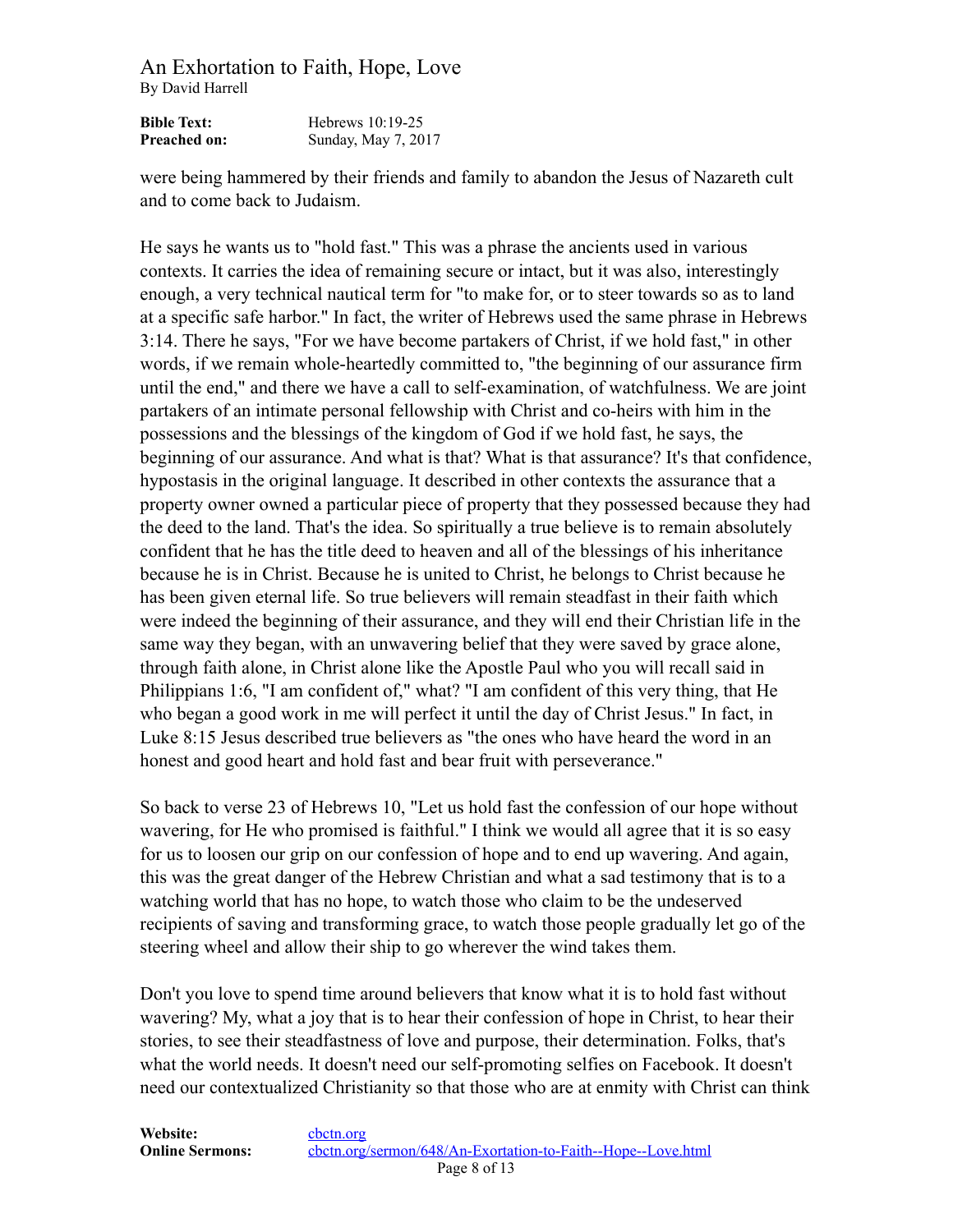were being hammered by their friends and family to abandon the Jesus of Nazareth cult and to come back to Judaism.

He says he wants us to "hold fast." This was a phrase the ancients used in various contexts. It carries the idea of remaining secure or intact, but it was also, interestingly enough, a very technical nautical term for "to make for, or to steer towards so as to land at a specific safe harbor." In fact, the writer of Hebrews used the same phrase in Hebrews 3:14. There he says, "For we have become partakers of Christ, if we hold fast," in other words, if we remain whole-heartedly committed to, "the beginning of our assurance firm until the end," and there we have a call to self-examination, of watchfulness. We are joint partakers of an intimate personal fellowship with Christ and co-heirs with him in the possessions and the blessings of the kingdom of God if we hold fast, he says, the beginning of our assurance. And what is that? What is that assurance? It's that confidence, hypostasis in the original language. It described in other contexts the assurance that a property owner owned a particular piece of property that they possessed because they had the deed to the land. That's the idea. So spiritually a true believe is to remain absolutely confident that he has the title deed to heaven and all of the blessings of his inheritance because he is in Christ. Because he is united to Christ, he belongs to Christ because he has been given eternal life. So true believers will remain steadfast in their faith which were indeed the beginning of their assurance, and they will end their Christian life in the same way they began, with an unwavering belief that they were saved by grace alone, through faith alone, in Christ alone like the Apostle Paul who you will recall said in Philippians 1:6, "I am confident of," what? "I am confident of this very thing, that He who began a good work in me will perfect it until the day of Christ Jesus." In fact, in Luke 8:15 Jesus described true believers as "the ones who have heard the word in an honest and good heart and hold fast and bear fruit with perseverance."

So back to verse 23 of Hebrews 10, "Let us hold fast the confession of our hope without wavering, for He who promised is faithful." I think we would all agree that it is so easy for us to loosen our grip on our confession of hope and to end up wavering. And again, this was the great danger of the Hebrew Christian and what a sad testimony that is to a watching world that has no hope, to watch those who claim to be the undeserved recipients of saving and transforming grace, to watch those people gradually let go of the steering wheel and allow their ship to go wherever the wind takes them.

Don't you love to spend time around believers that know what it is to hold fast without wavering? My, what a joy that is to hear their confession of hope in Christ, to hear their stories, to see their steadfastness of love and purpose, their determination. Folks, that's what the world needs. It doesn't need our self-promoting selfies on Facebook. It doesn't need our contextualized Christianity so that those who are at enmity with Christ can think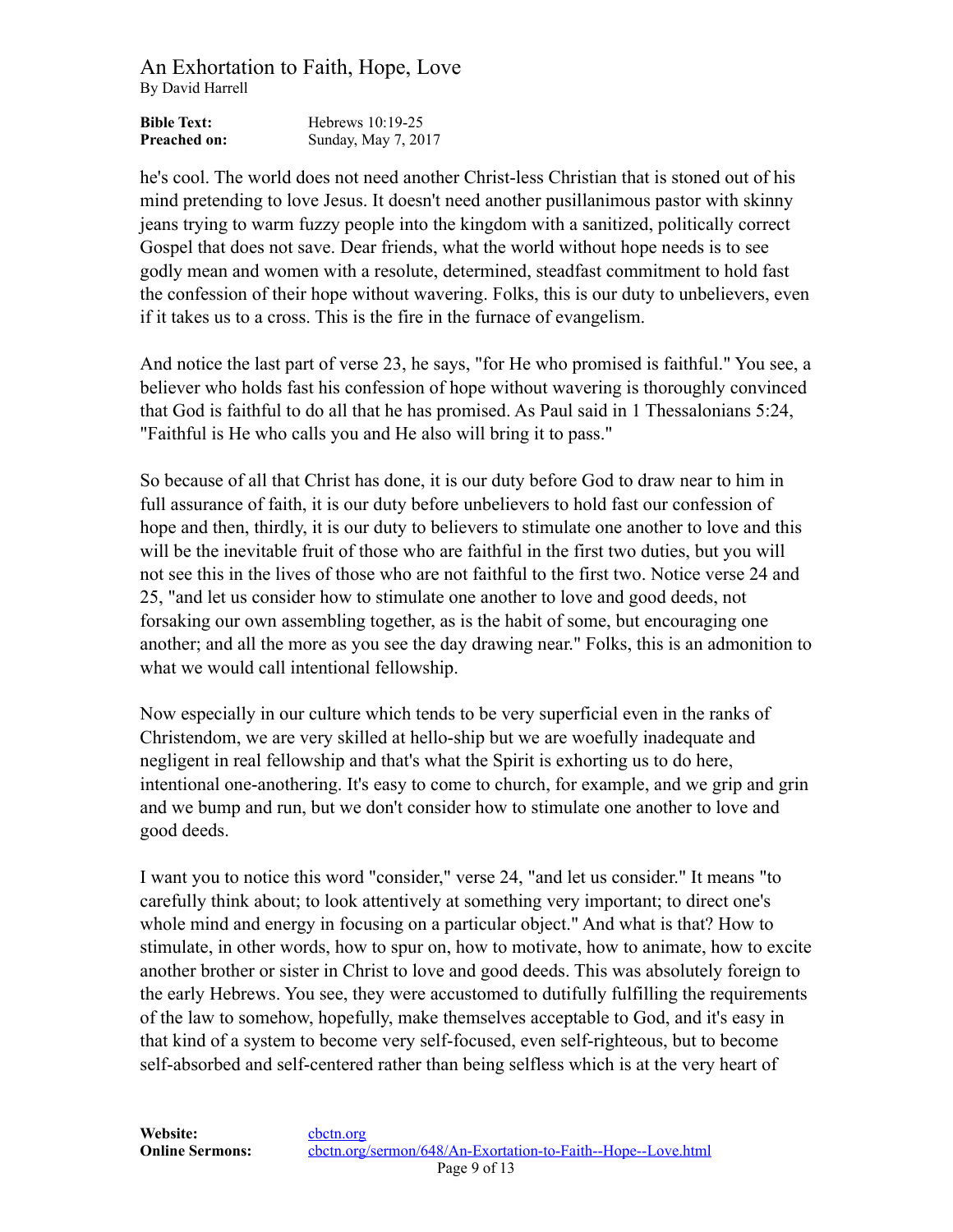he's cool. The world does not need another Christ-less Christian that is stoned out of his mind pretending to love Jesus. It doesn't need another pusillanimous pastor with skinny jeans trying to warm fuzzy people into the kingdom with a sanitized, politically correct Gospel that does not save. Dear friends, what the world without hope needs is to see godly mean and women with a resolute, determined, steadfast commitment to hold fast the confession of their hope without wavering. Folks, this is our duty to unbelievers, even if it takes us to a cross. This is the fire in the furnace of evangelism.

And notice the last part of verse 23, he says, "for He who promised is faithful." You see, a believer who holds fast his confession of hope without wavering is thoroughly convinced that God is faithful to do all that he has promised. As Paul said in 1 Thessalonians 5:24, "Faithful is He who calls you and He also will bring it to pass."

So because of all that Christ has done, it is our duty before God to draw near to him in full assurance of faith, it is our duty before unbelievers to hold fast our confession of hope and then, thirdly, it is our duty to believers to stimulate one another to love and this will be the inevitable fruit of those who are faithful in the first two duties, but you will not see this in the lives of those who are not faithful to the first two. Notice verse 24 and 25, "and let us consider how to stimulate one another to love and good deeds, not forsaking our own assembling together, as is the habit of some, but encouraging one another; and all the more as you see the day drawing near." Folks, this is an admonition to what we would call intentional fellowship.

Now especially in our culture which tends to be very superficial even in the ranks of Christendom, we are very skilled at hello-ship but we are woefully inadequate and negligent in real fellowship and that's what the Spirit is exhorting us to do here, intentional one-anothering. It's easy to come to church, for example, and we grip and grin and we bump and run, but we don't consider how to stimulate one another to love and good deeds.

I want you to notice this word "consider," verse 24, "and let us consider." It means "to carefully think about; to look attentively at something very important; to direct one's whole mind and energy in focusing on a particular object." And what is that? How to stimulate, in other words, how to spur on, how to motivate, how to animate, how to excite another brother or sister in Christ to love and good deeds. This was absolutely foreign to the early Hebrews. You see, they were accustomed to dutifully fulfilling the requirements of the law to somehow, hopefully, make themselves acceptable to God, and it's easy in that kind of a system to become very self-focused, even self-righteous, but to become self-absorbed and self-centered rather than being selfless which is at the very heart of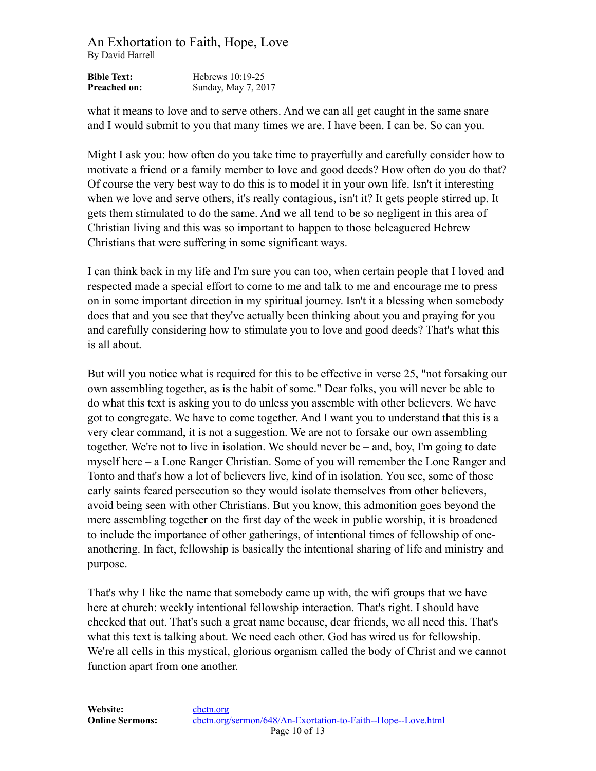what it means to love and to serve others. And we can all get caught in the same snare and I would submit to you that many times we are. I have been. I can be. So can you.

Might I ask you: how often do you take time to prayerfully and carefully consider how to motivate a friend or a family member to love and good deeds? How often do you do that? Of course the very best way to do this is to model it in your own life. Isn't it interesting when we love and serve others, it's really contagious, isn't it? It gets people stirred up. It gets them stimulated to do the same. And we all tend to be so negligent in this area of Christian living and this was so important to happen to those beleaguered Hebrew Christians that were suffering in some significant ways.

I can think back in my life and I'm sure you can too, when certain people that I loved and respected made a special effort to come to me and talk to me and encourage me to press on in some important direction in my spiritual journey. Isn't it a blessing when somebody does that and you see that they've actually been thinking about you and praying for you and carefully considering how to stimulate you to love and good deeds? That's what this is all about.

But will you notice what is required for this to be effective in verse 25, "not forsaking our own assembling together, as is the habit of some." Dear folks, you will never be able to do what this text is asking you to do unless you assemble with other believers. We have got to congregate. We have to come together. And I want you to understand that this is a very clear command, it is not a suggestion. We are not to forsake our own assembling together. We're not to live in isolation. We should never be – and, boy, I'm going to date myself here – a Lone Ranger Christian. Some of you will remember the Lone Ranger and Tonto and that's how a lot of believers live, kind of in isolation. You see, some of those early saints feared persecution so they would isolate themselves from other believers, avoid being seen with other Christians. But you know, this admonition goes beyond the mere assembling together on the first day of the week in public worship, it is broadened to include the importance of other gatherings, of intentional times of fellowship of one-anothering. In fact, fellowship is basically the intentional sharing of life and ministry and purpose.

That's why I like the name that somebody came up with, the wifi groups that we have here at church: weekly intentional fellowship interaction. That's right. I should have checked that out. That's such a great name because, dear friends, we all need this. That's what this text is talking about. We need each other. God has wired us for fellowship. We're all cells in this mystical, glorious organism called the body of Christ and we cannot function apart from one another.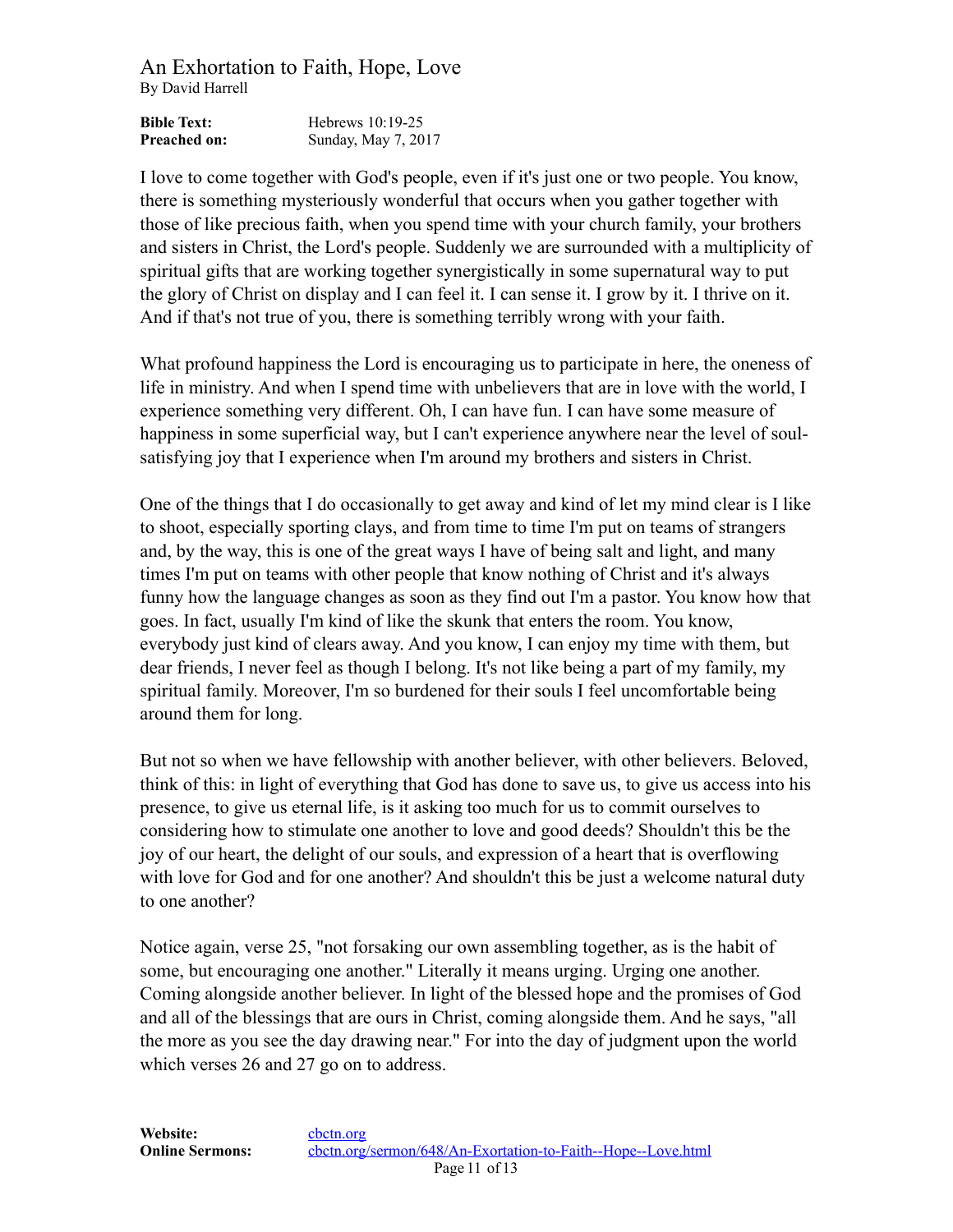I love to come together with God's people, even if it's just one or two people. You know, there is something mysteriously wonderful that occurs when you gather together with those of like precious faith, when you spend time with your church family, your brothers and sisters in Christ, the Lord's people. Suddenly we are surrounded with a multiplicity of spiritual gifts that are working together synergistically in some supernatural way to put the glory of Christ on display and I can feel it. I can sense it. I grow by it. I thrive on it. And if that's not true of you, there is something terribly wrong with your faith.

What profound happiness the Lord is encouraging us to participate in here, the oneness of life in ministry. And when I spend time with unbelievers that are in love with the world, I experience something very different. Oh, I can have fun. I can have some measure of happiness in some superficial way, but I can't experience anywhere near the level of soul-satisfying joy that I experience when I'm around my brothers and sisters in Christ.

One of the things that I do occasionally to get away and kind of let my mind clear is I like to shoot, especially sporting clays, and from time to time I'm put on teams of strangers and, by the way, this is one of the great ways I have of being salt and light, and many times I'm put on teams with other people that know nothing of Christ and it's always funny how the language changes as soon as they find out I'm a pastor. You know how that goes. In fact, usually I'm kind of like the skunk that enters the room. You know, everybody just kind of clears away. And you know, I can enjoy my time with them, but dear friends, I never feel as though I belong. It's not like being a part of my family, my spiritual family. Moreover, I'm so burdened for their souls I feel uncomfortable being around them for long.

But not so when we have fellowship with another believer, with other believers. Beloved, think of this: in light of everything that God has done to save us, to give us access into his presence, to give us eternal life, is it asking too much for us to commit ourselves to considering how to stimulate one another to love and good deeds? Shouldn't this be the joy of our heart, the delight of our souls, and expression of a heart that is overflowing with love for God and for one another? And shouldn't this be just a welcome natural duty to one another?

Notice again, verse 25, "not forsaking our own assembling together, as is the habit of some, but encouraging one another." Literally it means urging. Urging one another. Coming alongside another believer. In light of the blessed hope and the promises of God and all of the blessings that are ours in Christ, coming alongside them. And he says, "all the more as you see the day drawing near." For into the day of judgment upon the world which verses 26 and 27 go on to address.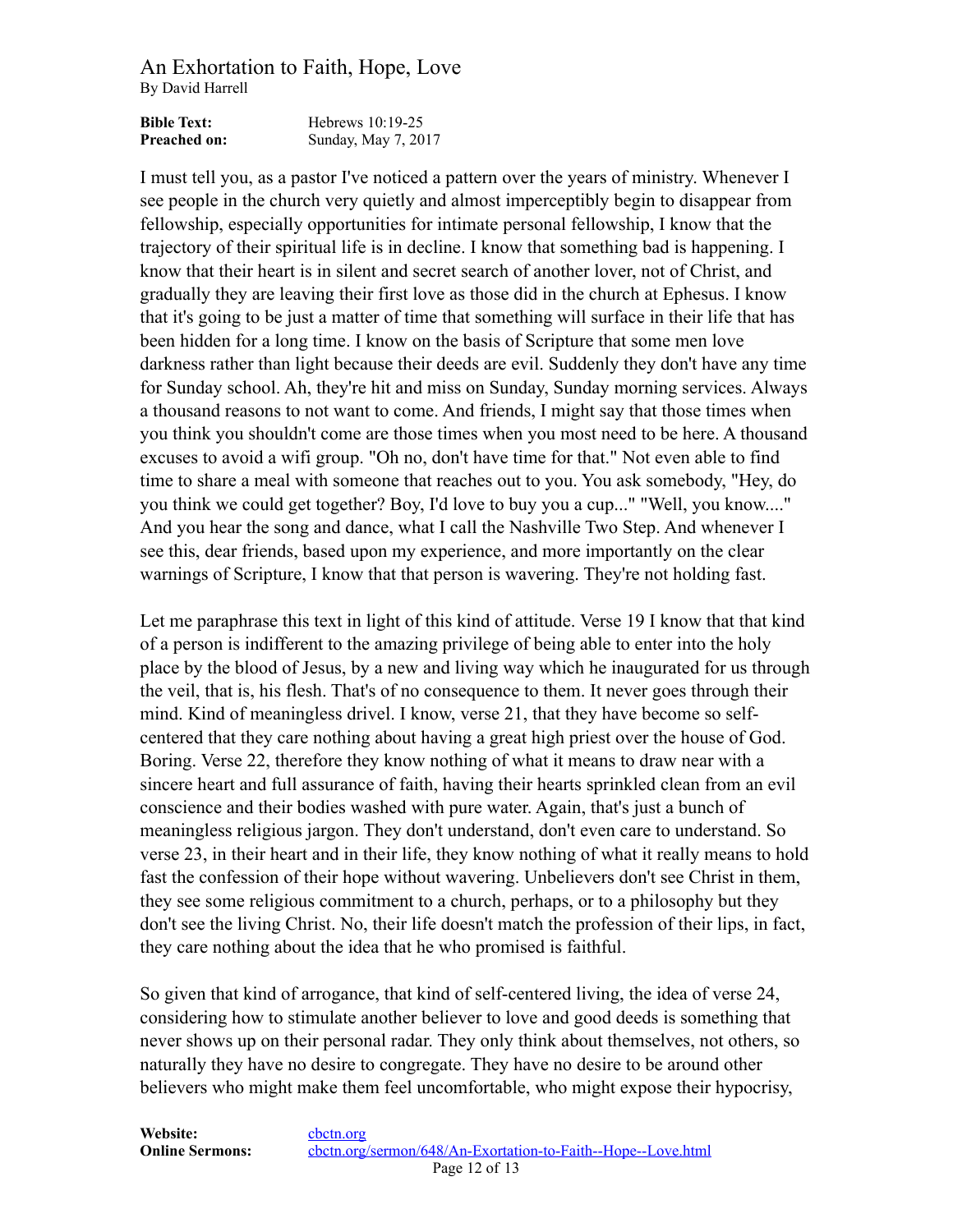I must tell you, as a pastor I've noticed a pattern over the years of ministry. Whenever I see people in the church very quietly and almost imperceptibly begin to disappear from fellowship, especially opportunities for intimate personal fellowship, I know that the trajectory of their spiritual life is in decline. I know that something bad is happening. I know that their heart is in silent and secret search of another lover, not of Christ, and gradually they are leaving their first love as those did in the church at Ephesus. I know that it's going to be just a matter of time that something will surface in their life that has been hidden for a long time. I know on the basis of Scripture that some men love darkness rather than light because their deeds are evil. Suddenly they don't have any time for Sunday school. Ah, they're hit and miss on Sunday, Sunday morning services. Always a thousand reasons to not want to come. And friends, I might say that those times when you think you shouldn't come are those times when you most need to be here. A thousand excuses to avoid a wifi group. "Oh no, don't have time for that." Not even able to find time to share a meal with someone that reaches out to you. You ask somebody, "Hey, do you think we could get together? Boy, I'd love to buy you a cup..." "Well, you know...." And you hear the song and dance, what I call the Nashville Two Step. And whenever I see this, dear friends, based upon my experience, and more importantly on the clear warnings of Scripture, I know that that person is wavering. They're not holding fast.

Let me paraphrase this text in light of this kind of attitude. Verse 19 I know that that kind of a person is indifferent to the amazing privilege of being able to enter into the holy place by the blood of Jesus, by a new and living way which he inaugurated for us through the veil, that is, his flesh. That's of no consequence to them. It never goes through their mind. Kind of meaningless drivel. I know, verse 21, that they have become so self-centered that they care nothing about having a great high priest over the house of God. Boring. Verse 22, therefore they know nothing of what it means to draw near with a sincere heart and full assurance of faith, having their hearts sprinkled clean from an evil conscience and their bodies washed with pure water. Again, that's just a bunch of meaningless religious jargon. They don't understand, don't even care to understand. So verse 23, in their heart and in their life, they know nothing of what it really means to hold fast the confession of their hope without wavering. Unbelievers don't see Christ in them, they see some religious commitment to a church, perhaps, or to a philosophy but they don't see the living Christ. No, their life doesn't match the profession of their lips, in fact, they care nothing about the idea that he who promised is faithful.

So given that kind of arrogance, that kind of self-centered living, the idea of verse 24, considering how to stimulate another believer to love and good deeds is something that never shows up on their personal radar. They only think about themselves, not others, so naturally they have no desire to congregate. They have no desire to be around other believers who might make them feel uncomfortable, who might expose their hypocrisy,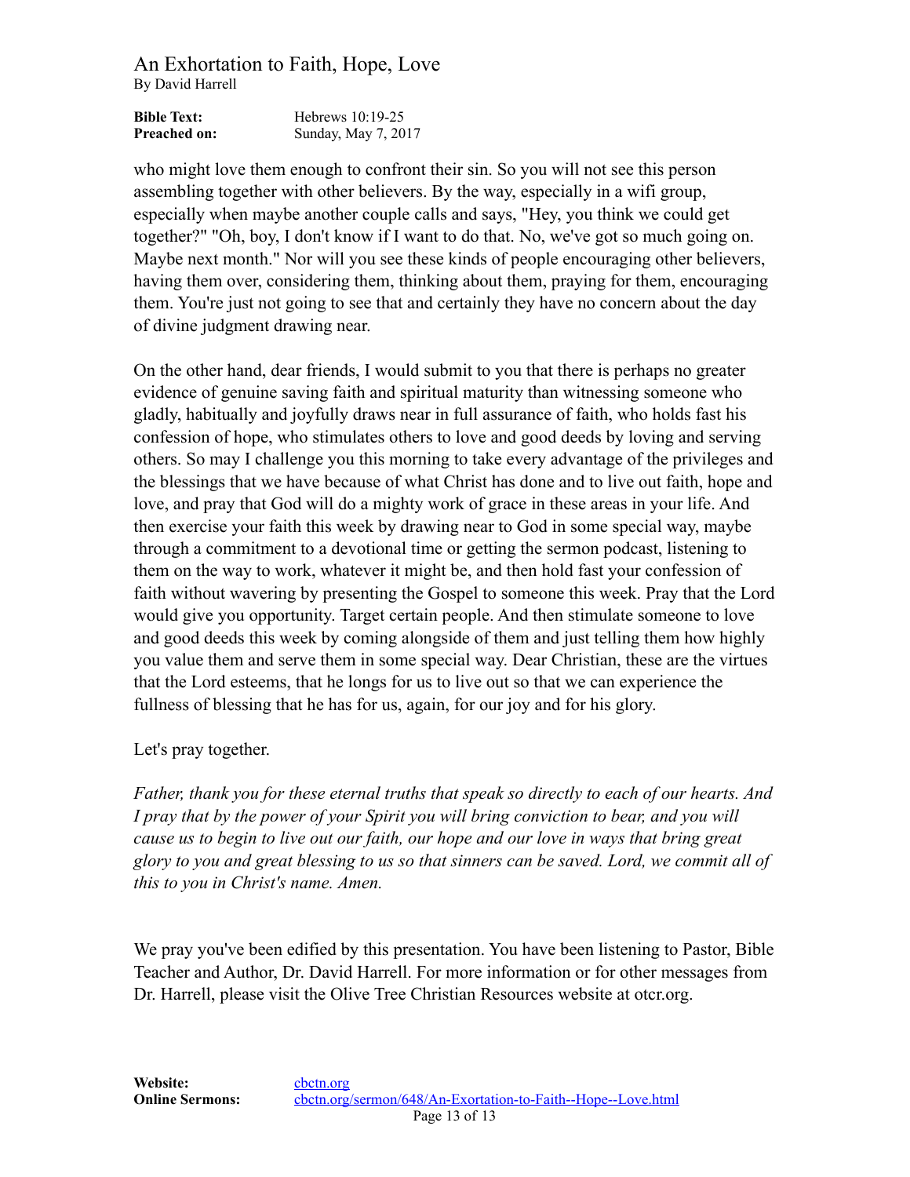who might love them enough to confront their sin. So you will not see this person assembling together with other believers. By the way, especially in a wifi group, especially when maybe another couple calls and says, "Hey, you think we could get together?" "Oh, boy, I don't know if I want to do that. No, we've got so much going on. Maybe next month." Nor will you see these kinds of people encouraging other believers, having them over, considering them, thinking about them, praying for them, encouraging them. You're just not going to see that and certainly they have no concern about the day of divine judgment drawing near.

On the other hand, dear friends, I would submit to you that there is perhaps no greater evidence of genuine saving faith and spiritual maturity than witnessing someone who gladly, habitually and joyfully draws near in full assurance of faith, who holds fast his confession of hope, who stimulates others to love and good deeds by loving and serving others. So may I challenge you this morning to take every advantage of the privileges and the blessings that we have because of what Christ has done and to live out faith, hope and love, and pray that God will do a mighty work of grace in these areas in your life. And then exercise your faith this week by drawing near to God in some special way, maybe through a commitment to a devotional time or getting the sermon podcast, listening to them on the way to work, whatever it might be, and then hold fast your confession of faith without wavering by presenting the Gospel to someone this week. Pray that the Lord would give you opportunity. Target certain people. And then stimulate someone to love and good deeds this week by coming alongside of them and just telling them how highly you value them and serve them in some special way. Dear Christian, these are the virtues that the Lord esteems, that he longs for us to live out so that we can experience the fullness of blessing that he has for us, again, for our joy and for his glory.

Let's pray together.

*Father, thank you for these eternal truths that speak so directly to each of our hearts. And I pray that by the power of your Spirit you will bring conviction to bear, and you will cause us to begin to live out our faith, our hope and our love in ways that bring great glory to you and great blessing to us so that sinners can be saved. Lord, we commit all of this to you in Christ's name. Amen.*

We pray you've been edified by this presentation. You have been listening to Pastor, Bible Teacher and Author, Dr. David Harrell. For more information or for other messages from Dr. Harrell, please visit the Olive Tree Christian Resources website at otcr.org.